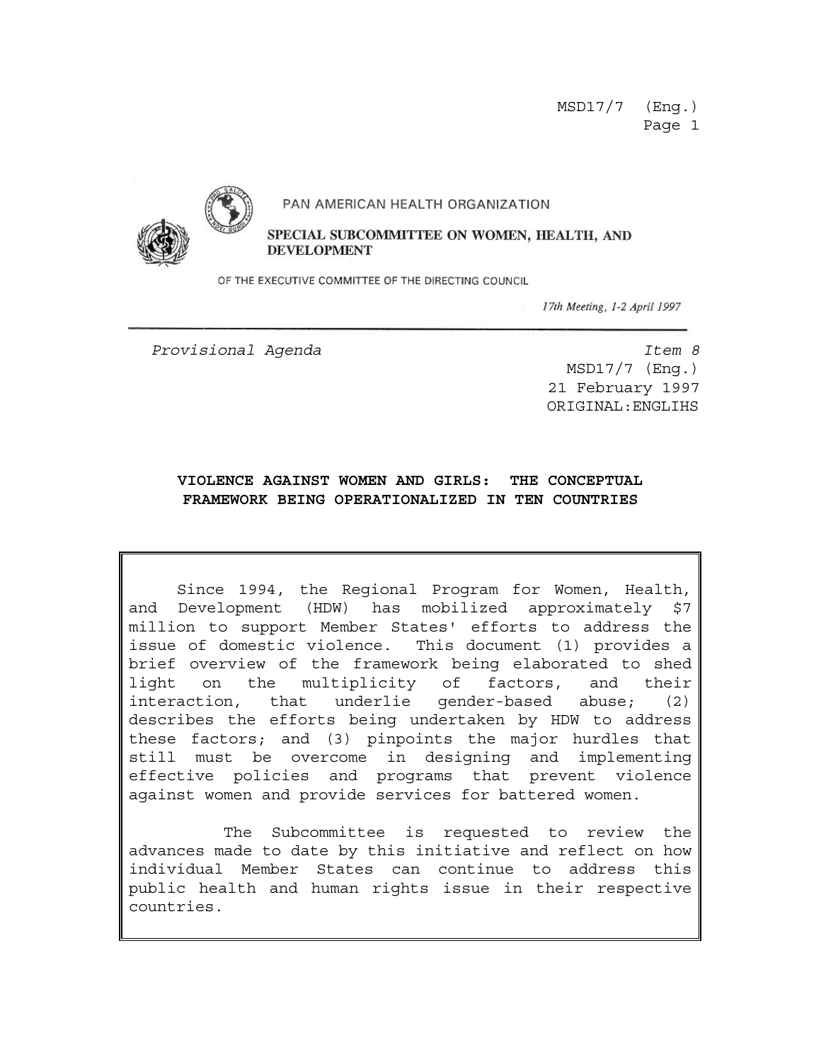PAN AMERICAN HEALTH ORGANIZATION

**SPECIAL SUBCOMMITTEE ON WOMEN, HEALTH, AND DEVELOPMENT**

OF THE EXECUTIVE COMMITTEE OF THE DIRECTING COUNCIL

*17th Meeting, 1-2 April 1997*

*Provisional Agenda* *Item 8*

MSD17/7 (Eng.)
21 February 1997
ORIGINAL:ENGLIHS

# VIOLENCE AGAINST WOMEN AND GIRLS: THE CONCEPTUAL FRAMEWORK BEING OPERATIONALIZED IN TEN COUNTRIES

Since 1994, the Regional Program for Women, Health, and Development (HDW) has mobilized approximately $7 million to support Member States' efforts to address the issue of domestic violence. This document (1) provides a brief overview of the framework being elaborated to shed light on the multiplicity of factors, and their interaction, that underlie gender-based abuse; (2) describes the efforts being undertaken by HDW to address these factors; and (3) pinpoints the major hurdles that still must be overcome in designing and implementing effective policies and programs that prevent violence against women and provide services for battered women.

The Subcommittee is requested to review the advances made to date by this initiative and reflect on how individual Member States can continue to address this public health and human rights issue in their respective countries.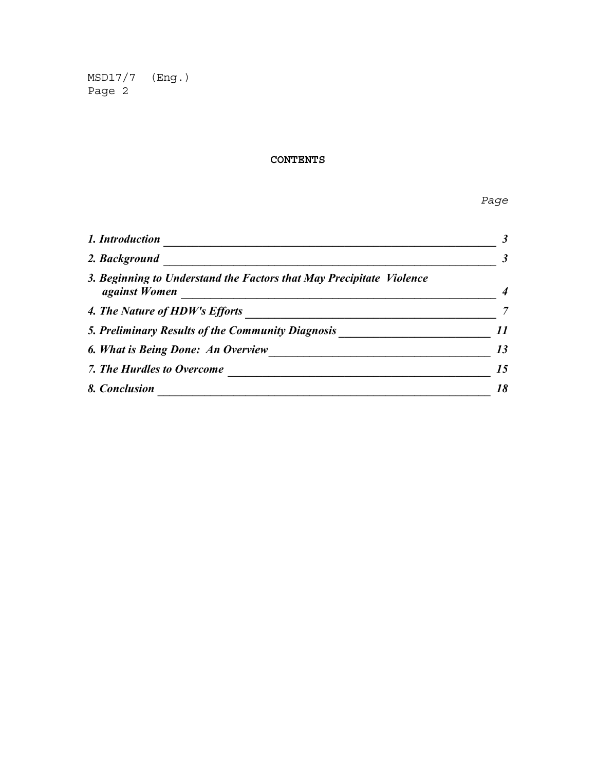**CONTENTS**

| | *Page* |
|---|---|
| ***1. Introduction*** | ***3*** |
| ***2. Background*** | ***3*** |
| ***3. Beginning to Understand the Factors that May Precipitate Violence against Women*** | ***4*** |
| ***4. The Nature of HDW's Efforts*** | ***7*** |
| ***5. Preliminary Results of the Community Diagnosis*** | ***11*** |
| ***6. What is Being Done: An Overview*** | ***13*** |
| ***7. The Hurdles to Overcome*** | ***15*** |
| ***8. Conclusion*** | ***18*** |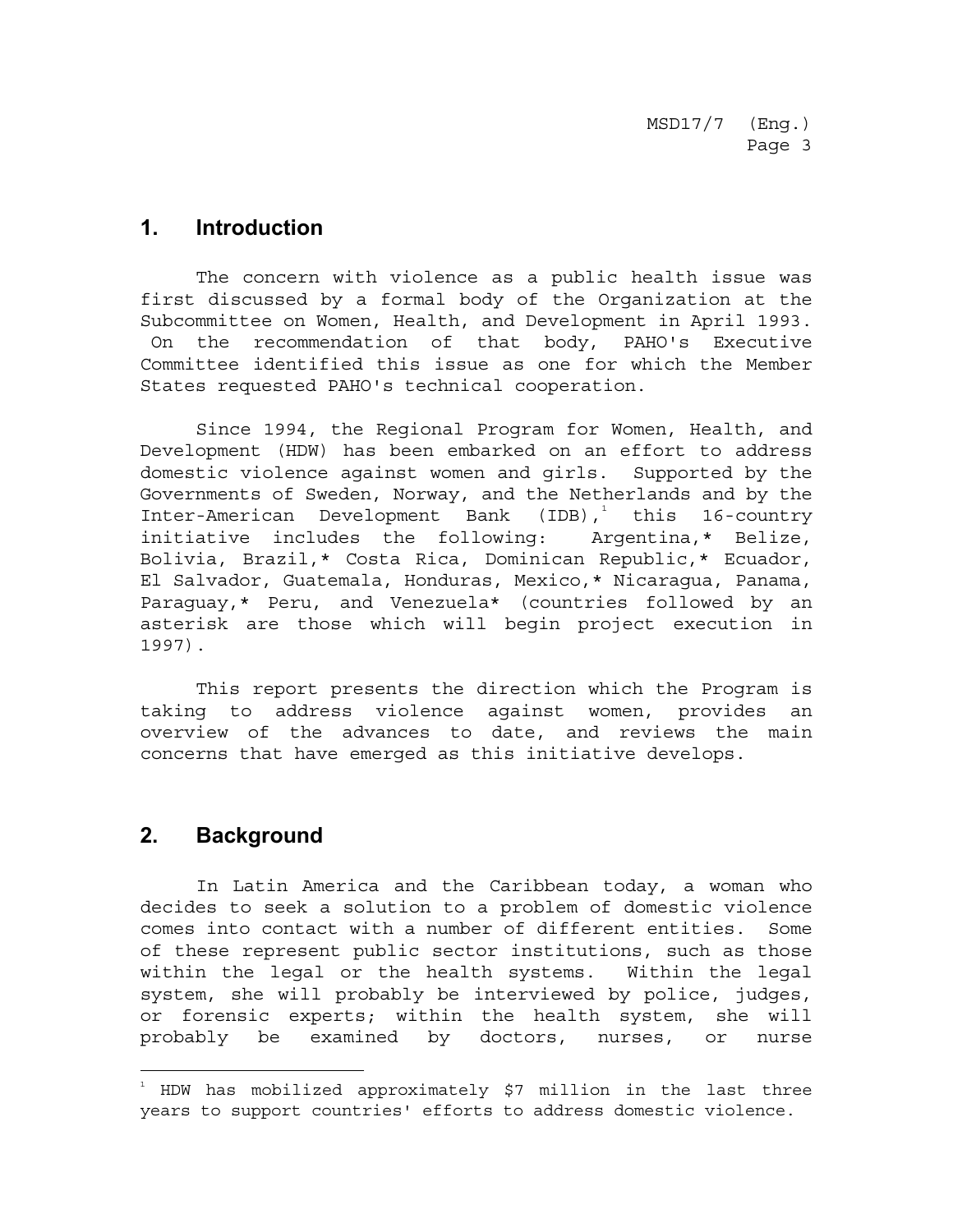## 1. Introduction

The concern with violence as a public health issue was first discussed by a formal body of the Organization at the Subcommittee on Women, Health, and Development in April 1993. On the recommendation of that body, PAHO's Executive Committee identified this issue as one for which the Member States requested PAHO's technical cooperation.

Since 1994, the Regional Program for Women, Health, and Development (HDW) has been embarked on an effort to address domestic violence against women and girls. Supported by the Governments of Sweden, Norway, and the Netherlands and by the Inter-American Development Bank (IDB),[1] this 16-country initiative includes the following: Argentina,* Belize, Bolivia, Brazil,* Costa Rica, Dominican Republic,* Ecuador, El Salvador, Guatemala, Honduras, Mexico,* Nicaragua, Panama, Paraguay,* Peru, and Venezuela* (countries followed by an asterisk are those which will begin project execution in 1997).

This report presents the direction which the Program is taking to address violence against women, provides an overview of the advances to date, and reviews the main concerns that have emerged as this initiative develops.

## 2. Background

In Latin America and the Caribbean today, a woman who decides to seek a solution to a problem of domestic violence comes into contact with a number of different entities. Some of these represent public sector institutions, such as those within the legal or the health systems. Within the legal system, she will probably be interviewed by police, judges, or forensic experts; within the health system, she will probably be examined by doctors, nurses, or nurse

---

[1] HDW has mobilized approximately $7 million in the last three years to support countries' efforts to address domestic violence.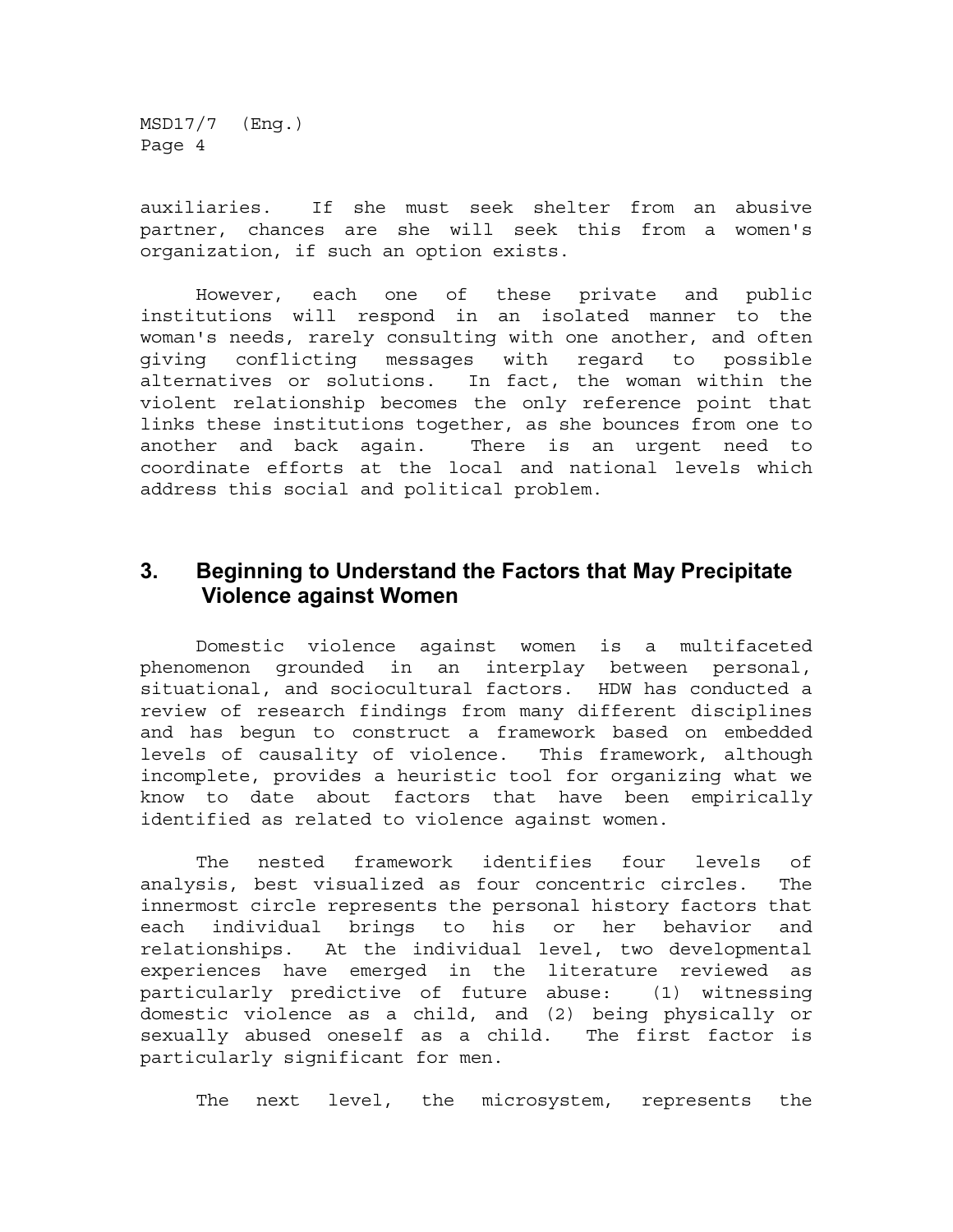auxiliaries. If she must seek shelter from an abusive partner, chances are she will seek this from a women's organization, if such an option exists.

However, each one of these private and public institutions will respond in an isolated manner to the woman's needs, rarely consulting with one another, and often giving conflicting messages with regard to possible alternatives or solutions. In fact, the woman within the violent relationship becomes the only reference point that links these institutions together, as she bounces from one to another and back again. There is an urgent need to coordinate efforts at the local and national levels which address this social and political problem.

## 3. Beginning to Understand the Factors that May Precipitate Violence against Women

Domestic violence against women is a multifaceted phenomenon grounded in an interplay between personal, situational, and sociocultural factors. HDW has conducted a review of research findings from many different disciplines and has begun to construct a framework based on embedded levels of causality of violence. This framework, although incomplete, provides a heuristic tool for organizing what we know to date about factors that have been empirically identified as related to violence against women.

The nested framework identifies four levels of analysis, best visualized as four concentric circles. The innermost circle represents the personal history factors that each individual brings to his or her behavior and relationships. At the individual level, two developmental experiences have emerged in the literature reviewed as particularly predictive of future abuse: (1) witnessing domestic violence as a child, and (2) being physically or sexually abused oneself as a child. The first factor is particularly significant for men.

The next level, the microsystem, represents the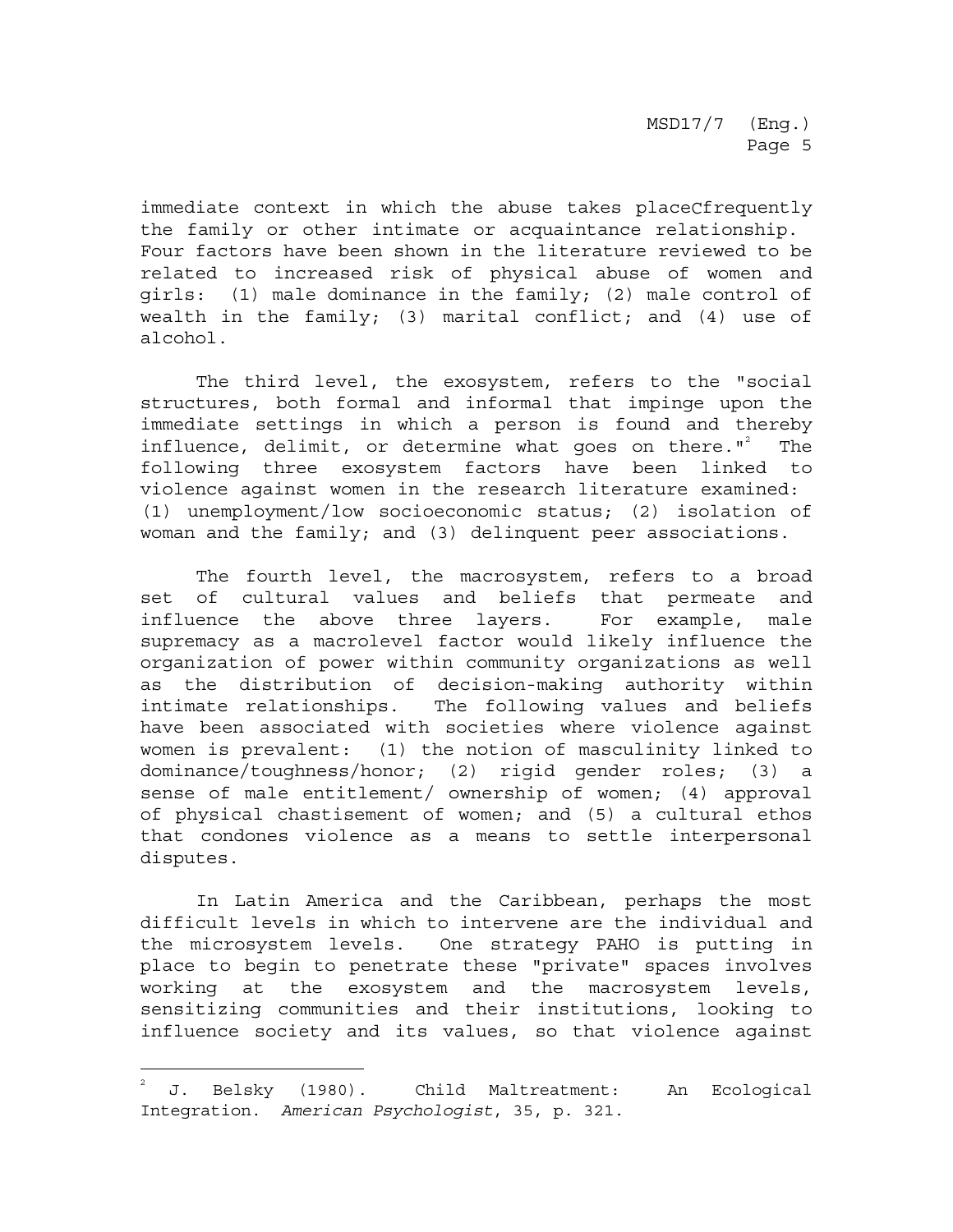immediate context in which the abuse takes placeCfrequently the family or other intimate or acquaintance relationship. Four factors have been shown in the literature reviewed to be related to increased risk of physical abuse of women and girls: (1) male dominance in the family; (2) male control of wealth in the family; (3) marital conflict; and (4) use of alcohol.

The third level, the exosystem, refers to the "social structures, both formal and informal that impinge upon the immediate settings in which a person is found and thereby influence, delimit, or determine what goes on there."[2] The following three exosystem factors have been linked to violence against women in the research literature examined: (1) unemployment/low socioeconomic status; (2) isolation of woman and the family; and (3) delinquent peer associations.

The fourth level, the macrosystem, refers to a broad set of cultural values and beliefs that permeate and influence the above three layers. For example, male supremacy as a macrolevel factor would likely influence the organization of power within community organizations as well as the distribution of decision-making authority within intimate relationships. The following values and beliefs have been associated with societies where violence against women is prevalent: (1) the notion of masculinity linked to dominance/toughness/honor; (2) rigid gender roles; (3) a sense of male entitlement/ ownership of women; (4) approval of physical chastisement of women; and (5) a cultural ethos that condones violence as a means to settle interpersonal disputes.

In Latin America and the Caribbean, perhaps the most difficult levels in which to intervene are the individual and the microsystem levels. One strategy PAHO is putting in place to begin to penetrate these "private" spaces involves working at the exosystem and the macrosystem levels, sensitizing communities and their institutions, looking to influence society and its values, so that violence against

---

[2] J. Belsky (1980). Child Maltreatment: An Ecological Integration. *American Psychologist*, 35, p. 321.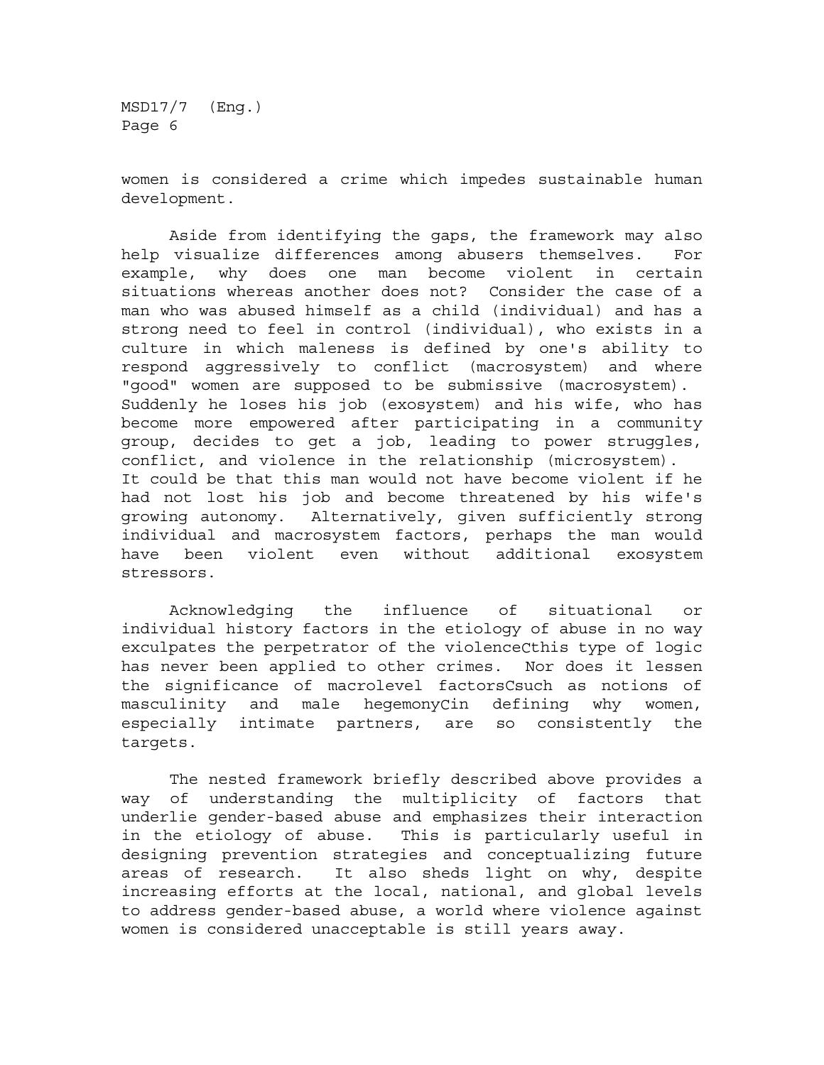women is considered a crime which impedes sustainable human development.

Aside from identifying the gaps, the framework may also help visualize differences among abusers themselves. For example, why does one man become violent in certain situations whereas another does not? Consider the case of a man who was abused himself as a child (individual) and has a strong need to feel in control (individual), who exists in a culture in which maleness is defined by one's ability to respond aggressively to conflict (macrosystem) and where "good" women are supposed to be submissive (macrosystem). Suddenly he loses his job (exosystem) and his wife, who has become more empowered after participating in a community group, decides to get a job, leading to power struggles, conflict, and violence in the relationship (microsystem). It could be that this man would not have become violent if he had not lost his job and become threatened by his wife's growing autonomy. Alternatively, given sufficiently strong individual and macrosystem factors, perhaps the man would have been violent even without additional exosystem stressors.

Acknowledging the influence of situational or individual history factors in the etiology of abuse in no way exculpates the perpetrator of the violenceCthis type of logic has never been applied to other crimes. Nor does it lessen the significance of macrolevel factorsCsuch as notions of masculinity and male hegemonyCin defining why women, especially intimate partners, are so consistently the targets.

The nested framework briefly described above provides a way of understanding the multiplicity of factors that underlie gender-based abuse and emphasizes their interaction in the etiology of abuse. This is particularly useful in designing prevention strategies and conceptualizing future areas of research. It also sheds light on why, despite increasing efforts at the local, national, and global levels to address gender-based abuse, a world where violence against women is considered unacceptable is still years away.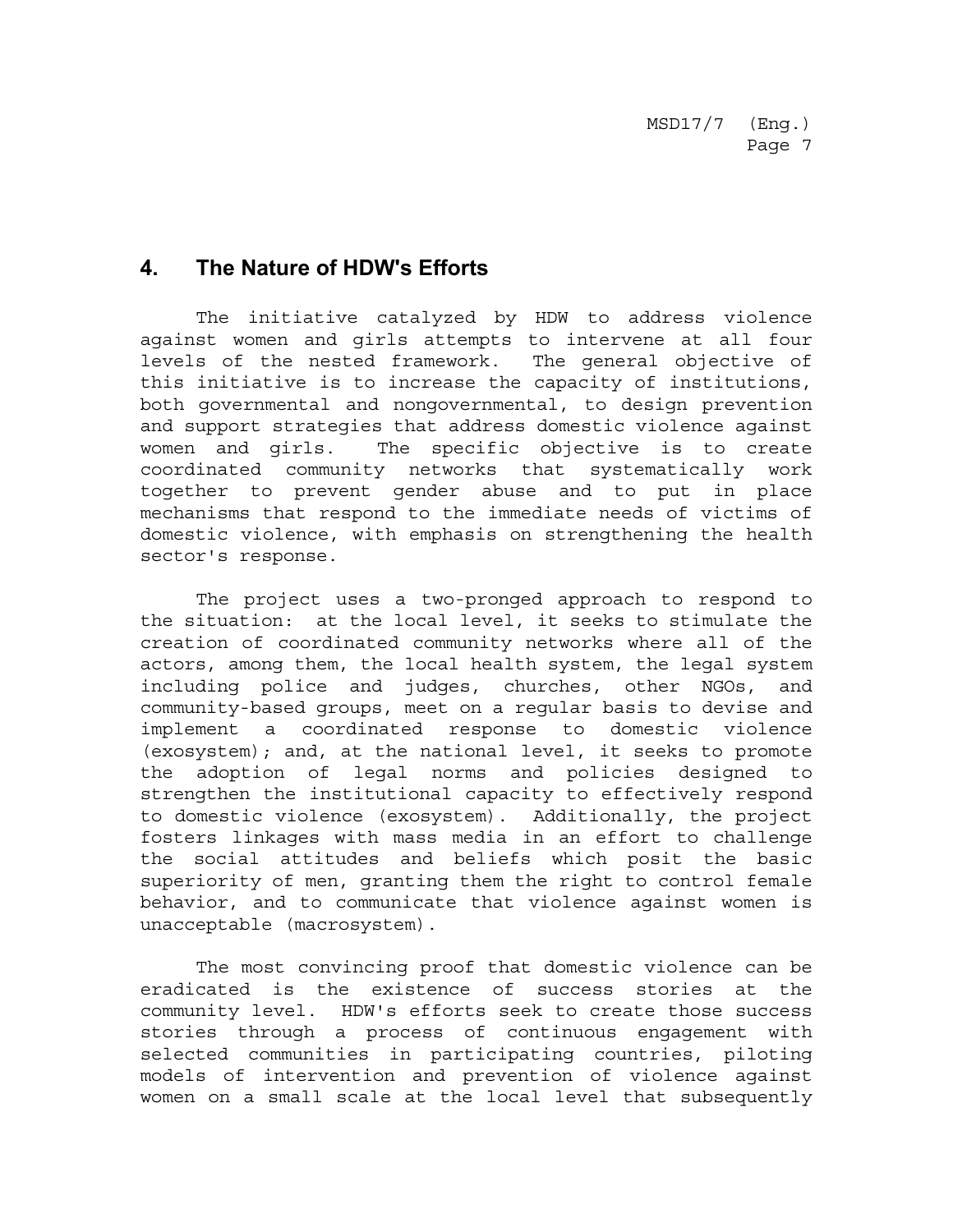## 4. The Nature of HDW's Efforts

The initiative catalyzed by HDW to address violence against women and girls attempts to intervene at all four levels of the nested framework. The general objective of this initiative is to increase the capacity of institutions, both governmental and nongovernmental, to design prevention and support strategies that address domestic violence against women and girls. The specific objective is to create coordinated community networks that systematically work together to prevent gender abuse and to put in place mechanisms that respond to the immediate needs of victims of domestic violence, with emphasis on strengthening the health sector's response.

The project uses a two-pronged approach to respond to the situation: at the local level, it seeks to stimulate the creation of coordinated community networks where all of the actors, among them, the local health system, the legal system including police and judges, churches, other NGOs, and community-based groups, meet on a regular basis to devise and implement a coordinated response to domestic violence (exosystem); and, at the national level, it seeks to promote the adoption of legal norms and policies designed to strengthen the institutional capacity to effectively respond to domestic violence (exosystem). Additionally, the project fosters linkages with mass media in an effort to challenge the social attitudes and beliefs which posit the basic superiority of men, granting them the right to control female behavior, and to communicate that violence against women is unacceptable (macrosystem).

The most convincing proof that domestic violence can be eradicated is the existence of success stories at the community level. HDW's efforts seek to create those success stories through a process of continuous engagement with selected communities in participating countries, piloting models of intervention and prevention of violence against women on a small scale at the local level that subsequently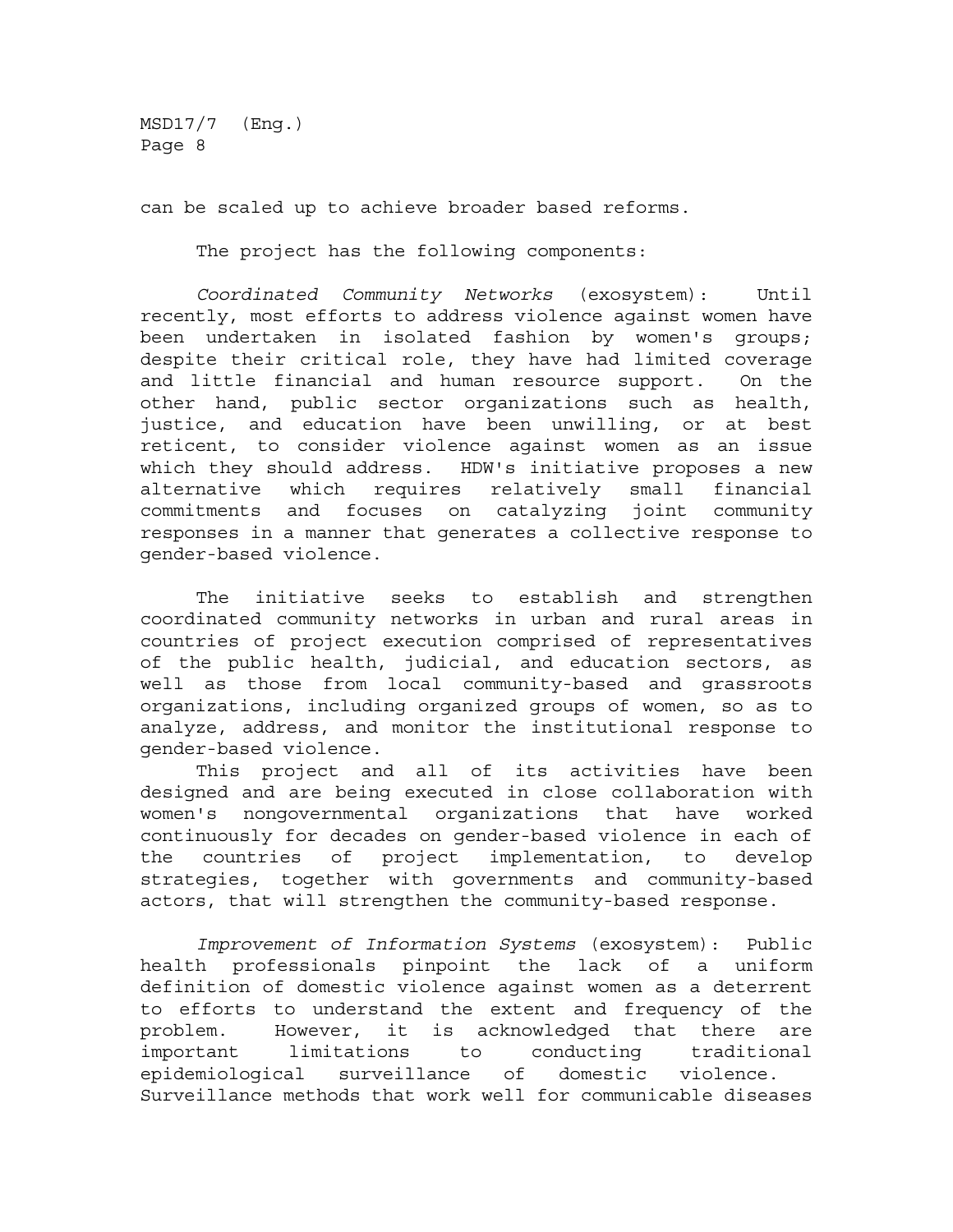can be scaled up to achieve broader based reforms.

The project has the following components:

*Coordinated Community Networks* (exosystem): Until recently, most efforts to address violence against women have been undertaken in isolated fashion by women's groups; despite their critical role, they have had limited coverage and little financial and human resource support. On the other hand, public sector organizations such as health, justice, and education have been unwilling, or at best reticent, to consider violence against women as an issue which they should address. HDW's initiative proposes a new alternative which requires relatively small financial commitments and focuses on catalyzing joint community responses in a manner that generates a collective response to gender-based violence.

The initiative seeks to establish and strengthen coordinated community networks in urban and rural areas in countries of project execution comprised of representatives of the public health, judicial, and education sectors, as well as those from local community-based and grassroots organizations, including organized groups of women, so as to analyze, address, and monitor the institutional response to gender-based violence.

This project and all of its activities have been designed and are being executed in close collaboration with women's nongovernmental organizations that have worked continuously for decades on gender-based violence in each of the countries of project implementation, to develop strategies, together with governments and community-based actors, that will strengthen the community-based response.

*Improvement of Information Systems* (exosystem): Public health professionals pinpoint the lack of a uniform definition of domestic violence against women as a deterrent to efforts to understand the extent and frequency of the problem. However, it is acknowledged that there are important limitations to conducting traditional epidemiological surveillance of domestic violence. Surveillance methods that work well for communicable diseases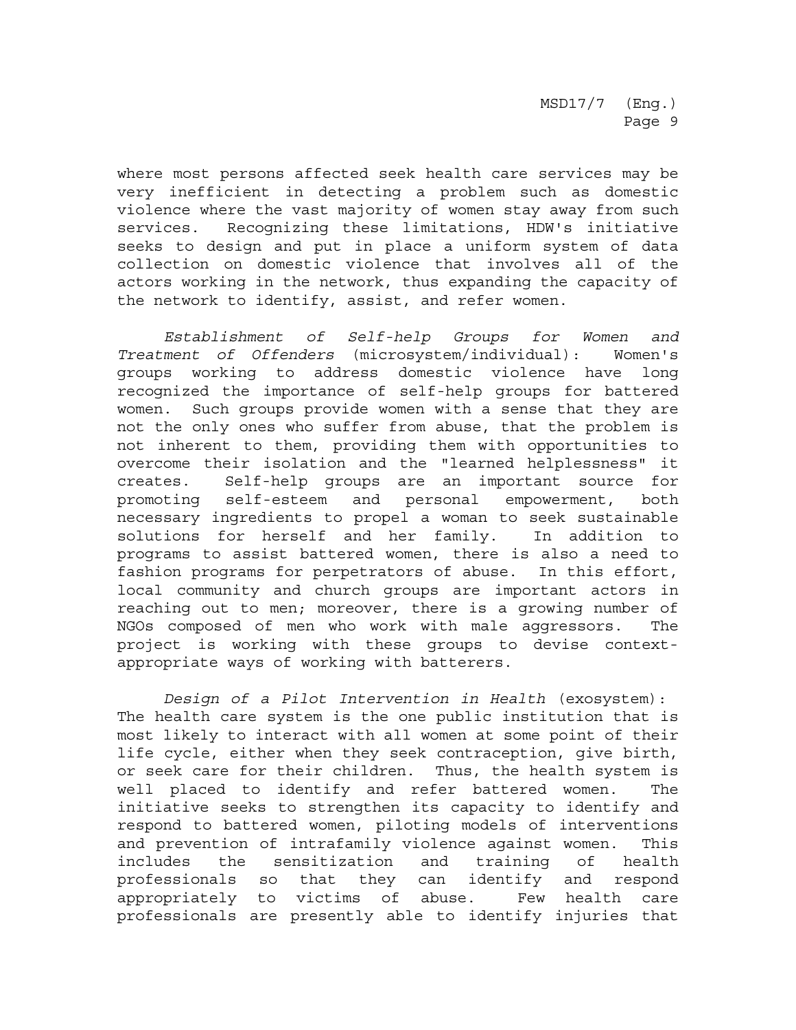where most persons affected seek health care services may be very inefficient in detecting a problem such as domestic violence where the vast majority of women stay away from such services. Recognizing these limitations, HDW's initiative seeks to design and put in place a uniform system of data collection on domestic violence that involves all of the actors working in the network, thus expanding the capacity of the network to identify, assist, and refer women.

*Establishment of Self-help Groups for Women and Treatment of Offenders* (microsystem/individual): Women's groups working to address domestic violence have long recognized the importance of self-help groups for battered women. Such groups provide women with a sense that they are not the only ones who suffer from abuse, that the problem is not inherent to them, providing them with opportunities to overcome their isolation and the "learned helplessness" it creates. Self-help groups are an important source for promoting self-esteem and personal empowerment, both necessary ingredients to propel a woman to seek sustainable solutions for herself and her family. In addition to programs to assist battered women, there is also a need to fashion programs for perpetrators of abuse. In this effort, local community and church groups are important actors in reaching out to men; moreover, there is a growing number of NGOs composed of men who work with male aggressors. The project is working with these groups to devise context-appropriate ways of working with batterers.

*Design of a Pilot Intervention in Health* (exosystem): The health care system is the one public institution that is most likely to interact with all women at some point of their life cycle, either when they seek contraception, give birth, or seek care for their children. Thus, the health system is well placed to identify and refer battered women. The initiative seeks to strengthen its capacity to identify and respond to battered women, piloting models of interventions and prevention of intrafamily violence against women. This includes the sensitization and training of health professionals so that they can identify and respond appropriately to victims of abuse. Few health care professionals are presently able to identify injuries that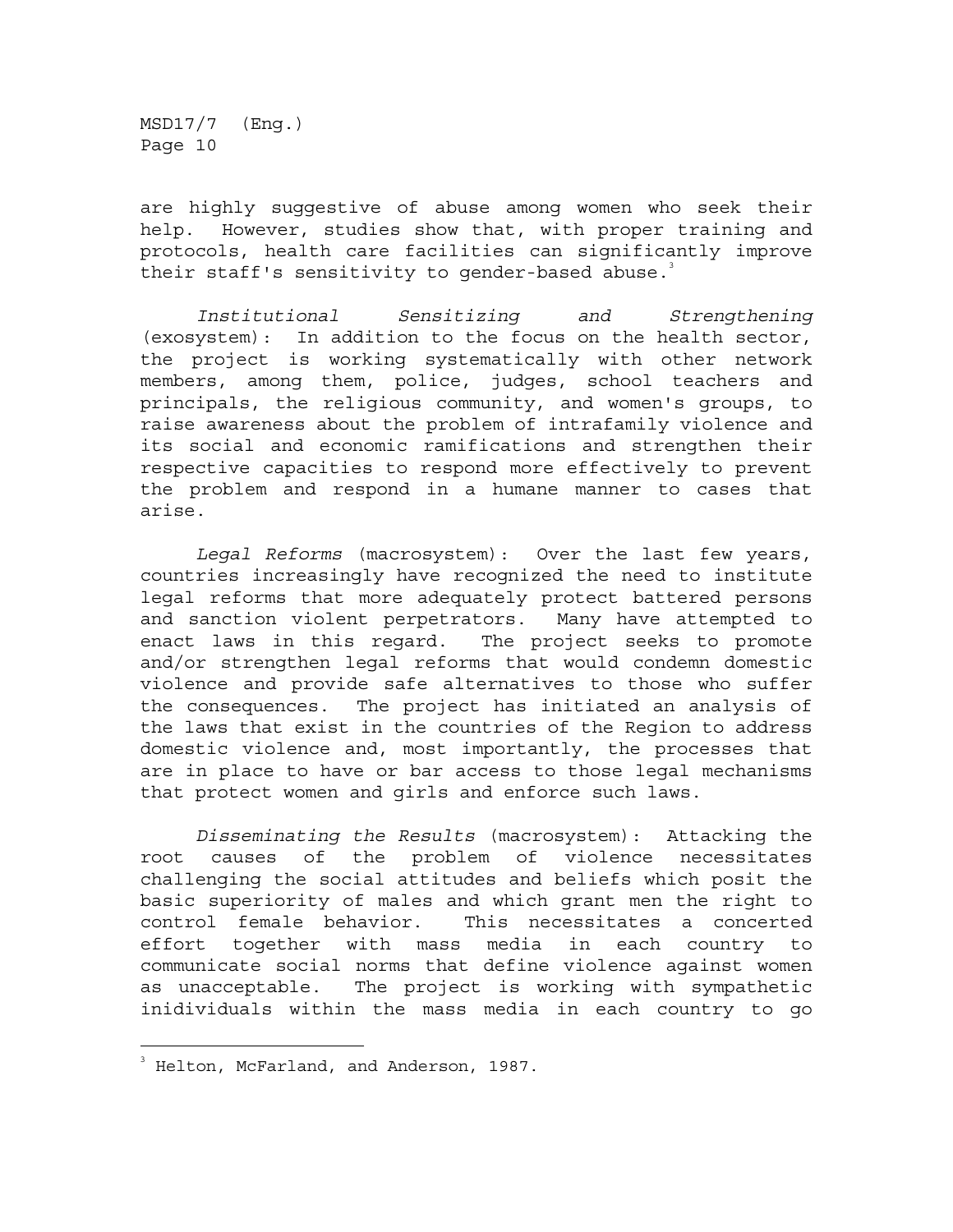are highly suggestive of abuse among women who seek their help. However, studies show that, with proper training and protocols, health care facilities can significantly improve their staff's sensitivity to gender-based abuse.[3]

*Institutional Sensitizing and Strengthening* (exosystem): In addition to the focus on the health sector, the project is working systematically with other network members, among them, police, judges, school teachers and principals, the religious community, and women's groups, to raise awareness about the problem of intrafamily violence and its social and economic ramifications and strengthen their respective capacities to respond more effectively to prevent the problem and respond in a humane manner to cases that arise.

*Legal Reforms* (macrosystem): Over the last few years, countries increasingly have recognized the need to institute legal reforms that more adequately protect battered persons and sanction violent perpetrators. Many have attempted to enact laws in this regard. The project seeks to promote and/or strengthen legal reforms that would condemn domestic violence and provide safe alternatives to those who suffer the consequences. The project has initiated an analysis of the laws that exist in the countries of the Region to address domestic violence and, most importantly, the processes that are in place to have or bar access to those legal mechanisms that protect women and girls and enforce such laws.

*Disseminating the Results* (macrosystem): Attacking the root causes of the problem of violence necessitates challenging the social attitudes and beliefs which posit the basic superiority of males and which grant men the right to control female behavior. This necessitates a concerted effort together with mass media in each country to communicate social norms that define violence against women as unacceptable. The project is working with sympathetic inidividuals within the mass media in each country to go

---

[3] Helton, McFarland, and Anderson, 1987.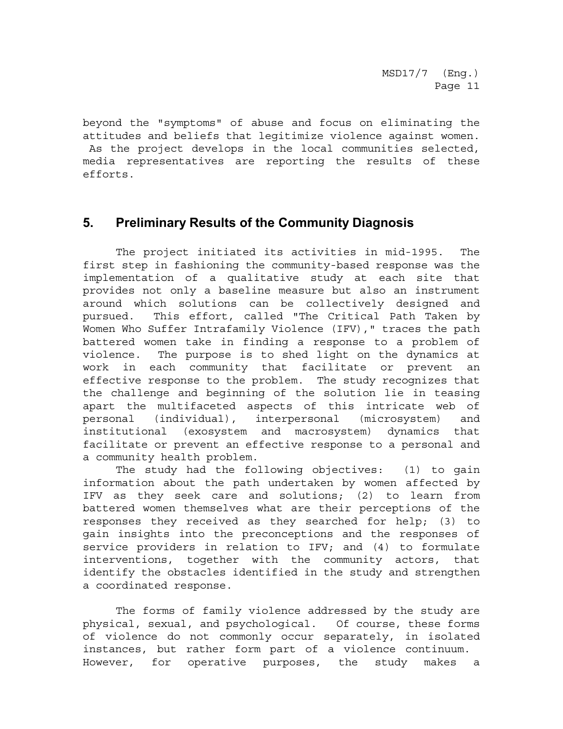beyond the "symptoms" of abuse and focus on eliminating the attitudes and beliefs that legitimize violence against women. As the project develops in the local communities selected, media representatives are reporting the results of these efforts.

## 5. Preliminary Results of the Community Diagnosis

The project initiated its activities in mid-1995. The first step in fashioning the community-based response was the implementation of a qualitative study at each site that provides not only a baseline measure but also an instrument around which solutions can be collectively designed and pursued. This effort, called "The Critical Path Taken by Women Who Suffer Intrafamily Violence (IFV)," traces the path battered women take in finding a response to a problem of violence. The purpose is to shed light on the dynamics at work in each community that facilitate or prevent an effective response to the problem. The study recognizes that the challenge and beginning of the solution lie in teasing apart the multifaceted aspects of this intricate web of personal (individual), interpersonal (microsystem) and institutional (exosystem and macrosystem) dynamics that facilitate or prevent an effective response to a personal and a community health problem.

The study had the following objectives: (1) to gain information about the path undertaken by women affected by IFV as they seek care and solutions; (2) to learn from battered women themselves what are their perceptions of the responses they received as they searched for help; (3) to gain insights into the preconceptions and the responses of service providers in relation to IFV; and (4) to formulate interventions, together with the community actors, that identify the obstacles identified in the study and strengthen a coordinated response.

The forms of family violence addressed by the study are physical, sexual, and psychological. Of course, these forms of violence do not commonly occur separately, in isolated instances, but rather form part of a violence continuum. However, for operative purposes, the study makes a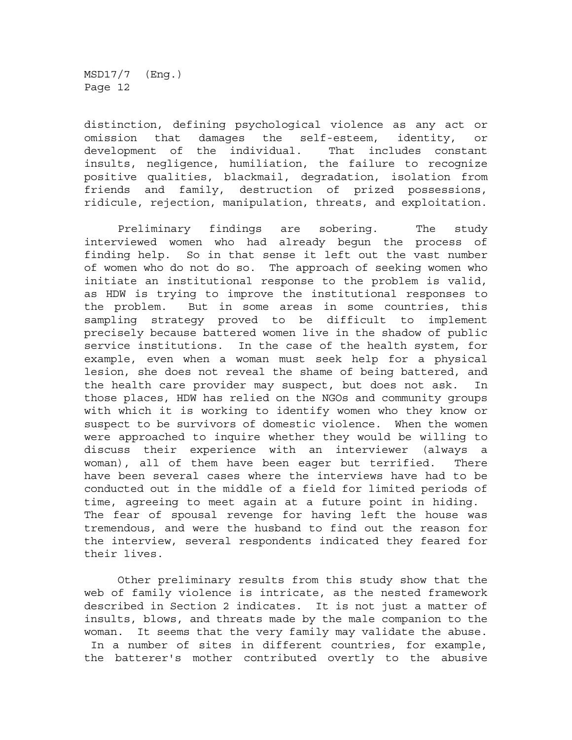distinction, defining psychological violence as any act or omission that damages the self-esteem, identity, or development of the individual. That includes constant insults, negligence, humiliation, the failure to recognize positive qualities, blackmail, degradation, isolation from friends and family, destruction of prized possessions, ridicule, rejection, manipulation, threats, and exploitation.

Preliminary findings are sobering. The study interviewed women who had already begun the process of finding help. So in that sense it left out the vast number of women who do not do so. The approach of seeking women who initiate an institutional response to the problem is valid, as HDW is trying to improve the institutional responses to the problem. But in some areas in some countries, this sampling strategy proved to be difficult to implement precisely because battered women live in the shadow of public service institutions. In the case of the health system, for example, even when a woman must seek help for a physical lesion, she does not reveal the shame of being battered, and the health care provider may suspect, but does not ask. In those places, HDW has relied on the NGOs and community groups with which it is working to identify women who they know or suspect to be survivors of domestic violence. When the women were approached to inquire whether they would be willing to discuss their experience with an interviewer (always a woman), all of them have been eager but terrified. There have been several cases where the interviews have had to be conducted out in the middle of a field for limited periods of time, agreeing to meet again at a future point in hiding. The fear of spousal revenge for having left the house was tremendous, and were the husband to find out the reason for the interview, several respondents indicated they feared for their lives.

Other preliminary results from this study show that the web of family violence is intricate, as the nested framework described in Section 2 indicates. It is not just a matter of insults, blows, and threats made by the male companion to the woman. It seems that the very family may validate the abuse. In a number of sites in different countries, for example, the batterer's mother contributed overtly to the abusive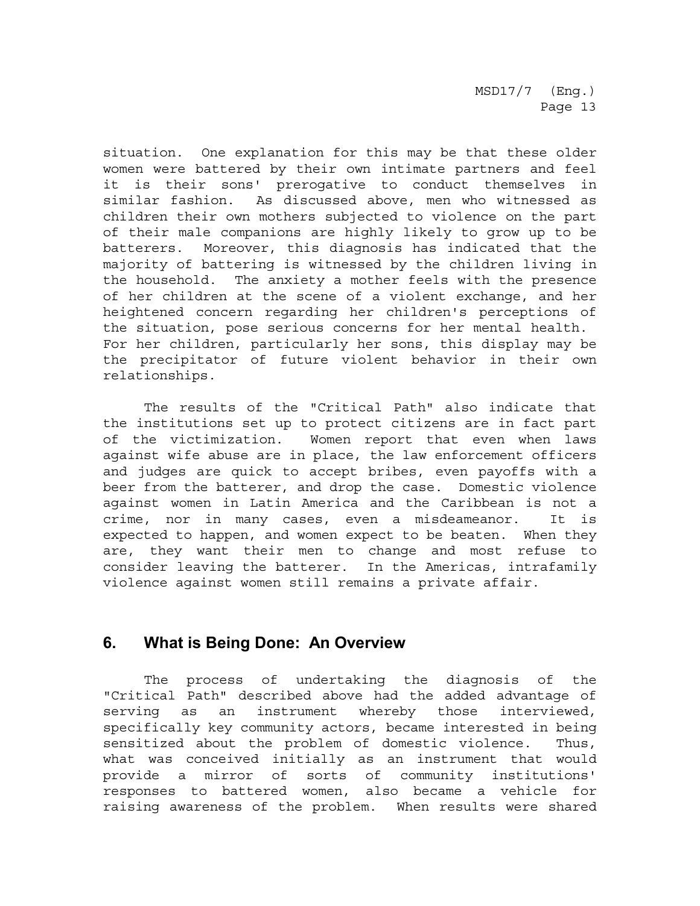situation. One explanation for this may be that these older women were battered by their own intimate partners and feel it is their sons' prerogative to conduct themselves in similar fashion. As discussed above, men who witnessed as children their own mothers subjected to violence on the part of their male companions are highly likely to grow up to be batterers. Moreover, this diagnosis has indicated that the majority of battering is witnessed by the children living in the household. The anxiety a mother feels with the presence of her children at the scene of a violent exchange, and her heightened concern regarding her children's perceptions of the situation, pose serious concerns for her mental health. For her children, particularly her sons, this display may be the precipitator of future violent behavior in their own relationships.

The results of the "Critical Path" also indicate that the institutions set up to protect citizens are in fact part of the victimization. Women report that even when laws against wife abuse are in place, the law enforcement officers and judges are quick to accept bribes, even payoffs with a beer from the batterer, and drop the case. Domestic violence against women in Latin America and the Caribbean is not a crime, nor in many cases, even a misdeameanor. It is expected to happen, and women expect to be beaten. When they are, they want their men to change and most refuse to consider leaving the batterer. In the Americas, intrafamily violence against women still remains a private affair.

## 6. What is Being Done: An Overview

The process of undertaking the diagnosis of the "Critical Path" described above had the added advantage of serving as an instrument whereby those interviewed, specifically key community actors, became interested in being sensitized about the problem of domestic violence. Thus, what was conceived initially as an instrument that would provide a mirror of sorts of community institutions' responses to battered women, also became a vehicle for raising awareness of the problem. When results were shared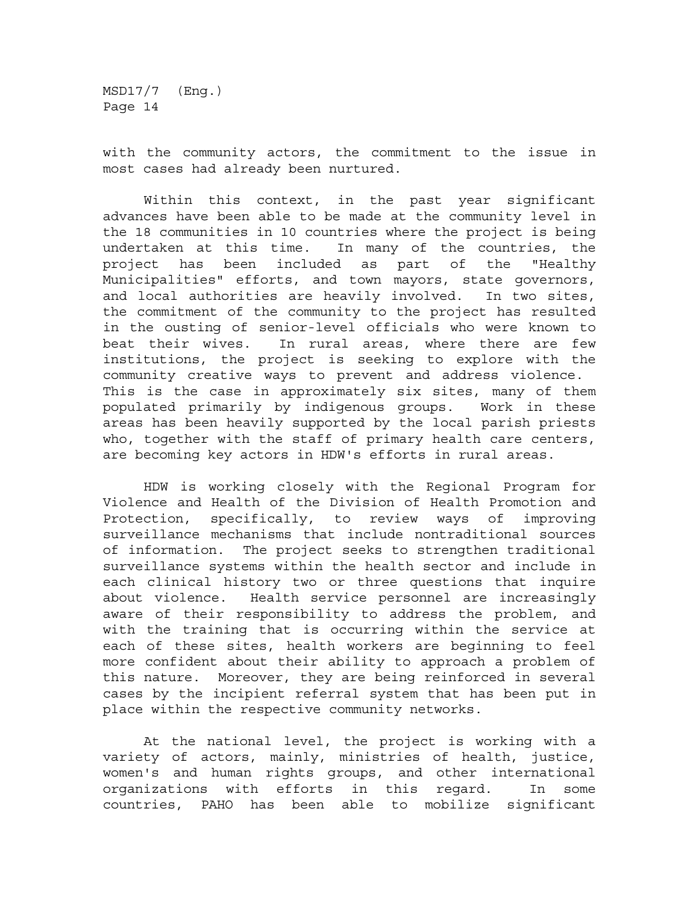with the community actors, the commitment to the issue in most cases had already been nurtured.

Within this context, in the past year significant advances have been able to be made at the community level in the 18 communities in 10 countries where the project is being undertaken at this time. In many of the countries, the project has been included as part of the "Healthy Municipalities" efforts, and town mayors, state governors, and local authorities are heavily involved. In two sites, the commitment of the community to the project has resulted in the ousting of senior-level officials who were known to beat their wives. In rural areas, where there are few institutions, the project is seeking to explore with the community creative ways to prevent and address violence. This is the case in approximately six sites, many of them populated primarily by indigenous groups. Work in these areas has been heavily supported by the local parish priests who, together with the staff of primary health care centers, are becoming key actors in HDW's efforts in rural areas.

HDW is working closely with the Regional Program for Violence and Health of the Division of Health Promotion and Protection, specifically, to review ways of improving surveillance mechanisms that include nontraditional sources of information. The project seeks to strengthen traditional surveillance systems within the health sector and include in each clinical history two or three questions that inquire about violence. Health service personnel are increasingly aware of their responsibility to address the problem, and with the training that is occurring within the service at each of these sites, health workers are beginning to feel more confident about their ability to approach a problem of this nature. Moreover, they are being reinforced in several cases by the incipient referral system that has been put in place within the respective community networks.

At the national level, the project is working with a variety of actors, mainly, ministries of health, justice, women's and human rights groups, and other international organizations with efforts in this regard. In some countries, PAHO has been able to mobilize significant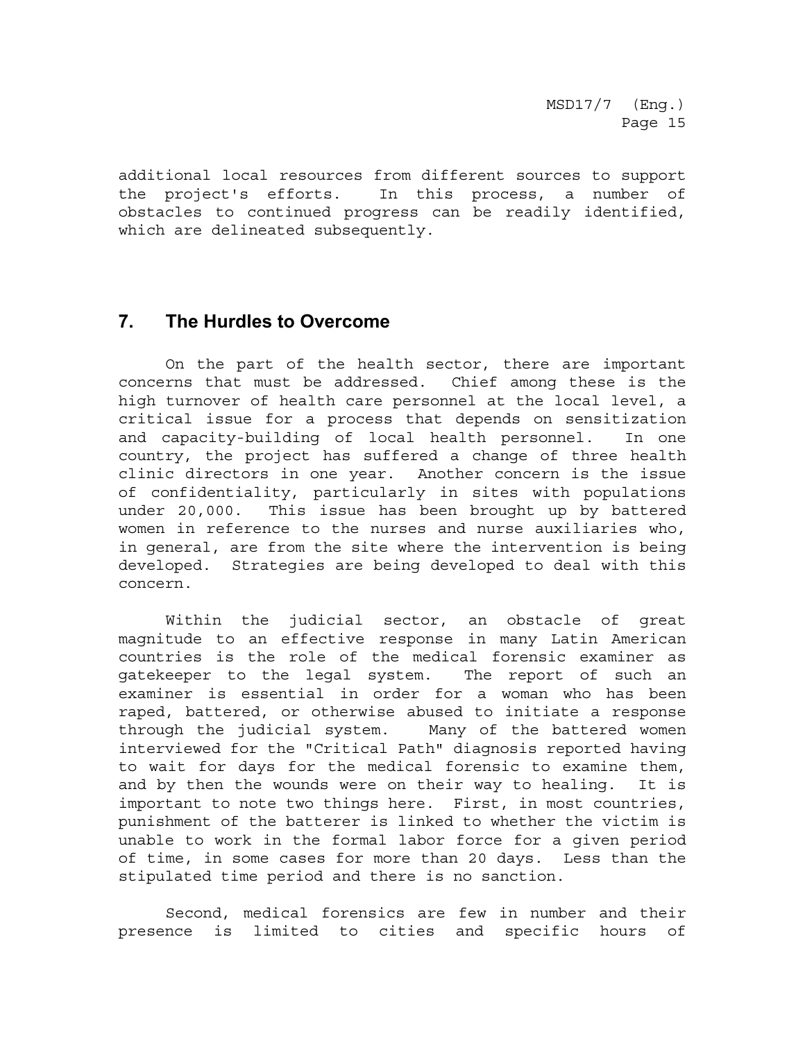additional local resources from different sources to support the project's efforts. In this process, a number of obstacles to continued progress can be readily identified, which are delineated subsequently.

## 7. The Hurdles to Overcome

On the part of the health sector, there are important concerns that must be addressed. Chief among these is the high turnover of health care personnel at the local level, a critical issue for a process that depends on sensitization and capacity-building of local health personnel. In one country, the project has suffered a change of three health clinic directors in one year. Another concern is the issue of confidentiality, particularly in sites with populations under 20,000. This issue has been brought up by battered women in reference to the nurses and nurse auxiliaries who, in general, are from the site where the intervention is being developed. Strategies are being developed to deal with this concern.

Within the judicial sector, an obstacle of great magnitude to an effective response in many Latin American countries is the role of the medical forensic examiner as gatekeeper to the legal system. The report of such an examiner is essential in order for a woman who has been raped, battered, or otherwise abused to initiate a response through the judicial system. Many of the battered women interviewed for the "Critical Path" diagnosis reported having to wait for days for the medical forensic to examine them, and by then the wounds were on their way to healing. It is important to note two things here. First, in most countries, punishment of the batterer is linked to whether the victim is unable to work in the formal labor force for a given period of time, in some cases for more than 20 days. Less than the stipulated time period and there is no sanction.

Second, medical forensics are few in number and their presence is limited to cities and specific hours of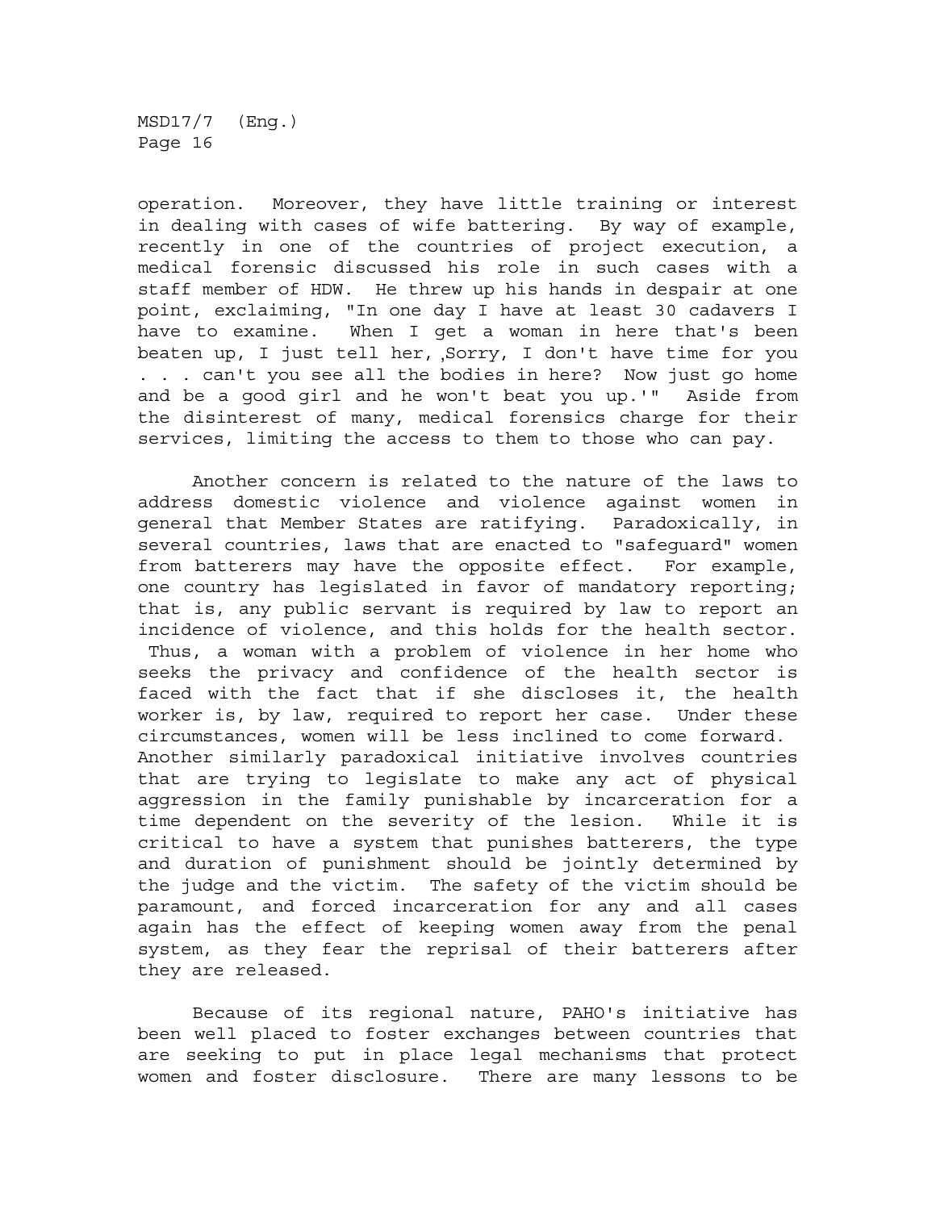operation. Moreover, they have little training or interest in dealing with cases of wife battering. By way of example, recently in one of the countries of project execution, a medical forensic discussed his role in such cases with a staff member of HDW. He threw up his hands in despair at one point, exclaiming, "In one day I have at least 30 cadavers I have to examine. When I get a woman in here that's been beaten up, I just tell her, ‚Sorry, I don't have time for you . . . can't you see all the bodies in here? Now just go home and be a good girl and he won't beat you up.'" Aside from the disinterest of many, medical forensics charge for their services, limiting the access to them to those who can pay.

Another concern is related to the nature of the laws to address domestic violence and violence against women in general that Member States are ratifying. Paradoxically, in several countries, laws that are enacted to "safeguard" women from batterers may have the opposite effect. For example, one country has legislated in favor of mandatory reporting; that is, any public servant is required by law to report an incidence of violence, and this holds for the health sector. Thus, a woman with a problem of violence in her home who seeks the privacy and confidence of the health sector is faced with the fact that if she discloses it, the health worker is, by law, required to report her case. Under these circumstances, women will be less inclined to come forward. Another similarly paradoxical initiative involves countries that are trying to legislate to make any act of physical aggression in the family punishable by incarceration for a time dependent on the severity of the lesion. While it is critical to have a system that punishes batterers, the type and duration of punishment should be jointly determined by the judge and the victim. The safety of the victim should be paramount, and forced incarceration for any and all cases again has the effect of keeping women away from the penal system, as they fear the reprisal of their batterers after they are released.

Because of its regional nature, PAHO's initiative has been well placed to foster exchanges between countries that are seeking to put in place legal mechanisms that protect women and foster disclosure. There are many lessons to be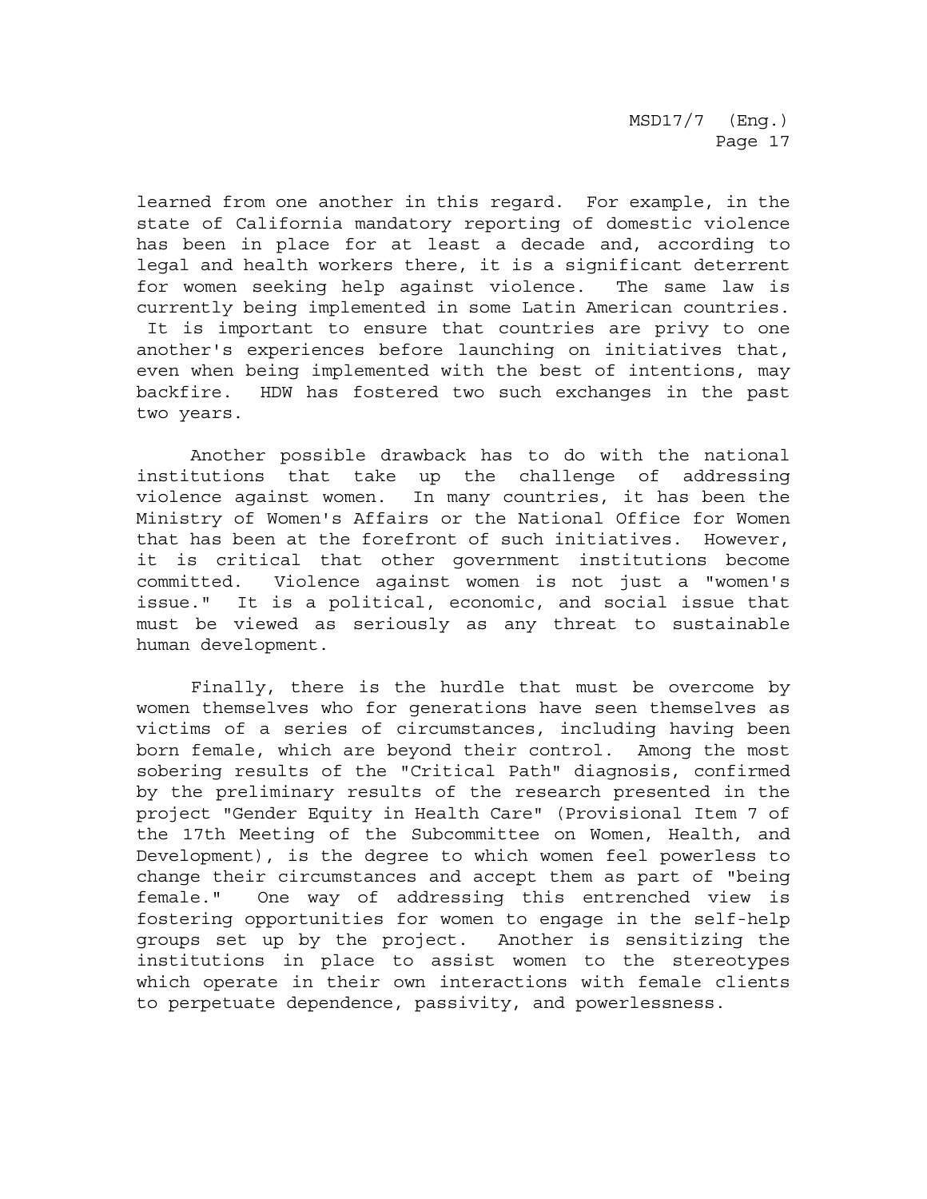learned from one another in this regard. For example, in the state of California mandatory reporting of domestic violence has been in place for at least a decade and, according to legal and health workers there, it is a significant deterrent for women seeking help against violence. The same law is currently being implemented in some Latin American countries. It is important to ensure that countries are privy to one another's experiences before launching on initiatives that, even when being implemented with the best of intentions, may backfire. HDW has fostered two such exchanges in the past two years.

Another possible drawback has to do with the national institutions that take up the challenge of addressing violence against women. In many countries, it has been the Ministry of Women's Affairs or the National Office for Women that has been at the forefront of such initiatives. However, it is critical that other government institutions become committed. Violence against women is not just a "women's issue." It is a political, economic, and social issue that must be viewed as seriously as any threat to sustainable human development.

Finally, there is the hurdle that must be overcome by women themselves who for generations have seen themselves as victims of a series of circumstances, including having been born female, which are beyond their control. Among the most sobering results of the "Critical Path" diagnosis, confirmed by the preliminary results of the research presented in the project "Gender Equity in Health Care" (Provisional Item 7 of the 17th Meeting of the Subcommittee on Women, Health, and Development), is the degree to which women feel powerless to change their circumstances and accept them as part of "being female." One way of addressing this entrenched view is fostering opportunities for women to engage in the self-help groups set up by the project. Another is sensitizing the institutions in place to assist women to the stereotypes which operate in their own interactions with female clients to perpetuate dependence, passivity, and powerlessness.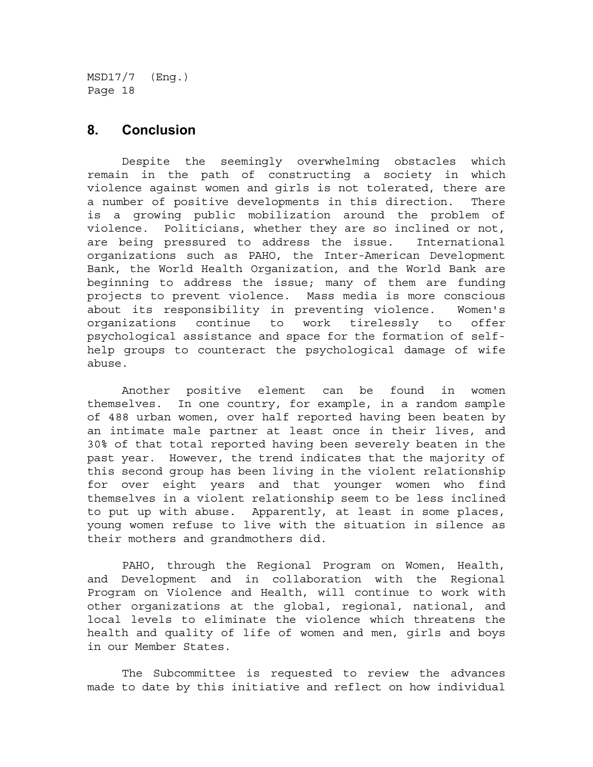## 8. Conclusion

Despite the seemingly overwhelming obstacles which remain in the path of constructing a society in which violence against women and girls is not tolerated, there are a number of positive developments in this direction. There is a growing public mobilization around the problem of violence. Politicians, whether they are so inclined or not, are being pressured to address the issue. International organizations such as PAHO, the Inter-American Development Bank, the World Health Organization, and the World Bank are beginning to address the issue; many of them are funding projects to prevent violence. Mass media is more conscious about its responsibility in preventing violence. Women's organizations continue to work tirelessly to offer psychological assistance and space for the formation of self-help groups to counteract the psychological damage of wife abuse.

Another positive element can be found in women themselves. In one country, for example, in a random sample of 488 urban women, over half reported having been beaten by an intimate male partner at least once in their lives, and 30% of that total reported having been severely beaten in the past year. However, the trend indicates that the majority of this second group has been living in the violent relationship for over eight years and that younger women who find themselves in a violent relationship seem to be less inclined to put up with abuse. Apparently, at least in some places, young women refuse to live with the situation in silence as their mothers and grandmothers did.

PAHO, through the Regional Program on Women, Health, and Development and in collaboration with the Regional Program on Violence and Health, will continue to work with other organizations at the global, regional, national, and local levels to eliminate the violence which threatens the health and quality of life of women and men, girls and boys in our Member States.

The Subcommittee is requested to review the advances made to date by this initiative and reflect on how individual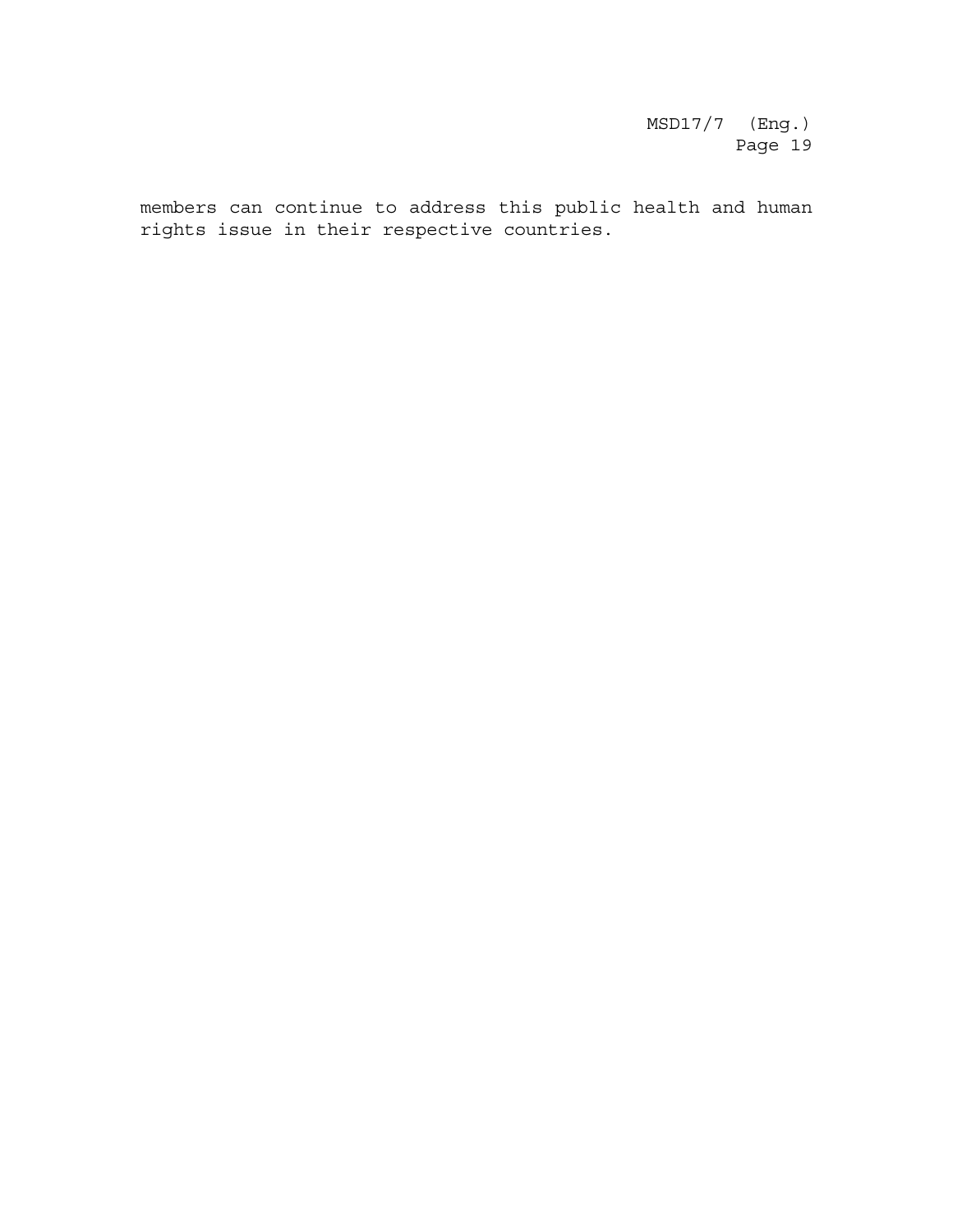members can continue to address this public health and human rights issue in their respective countries.